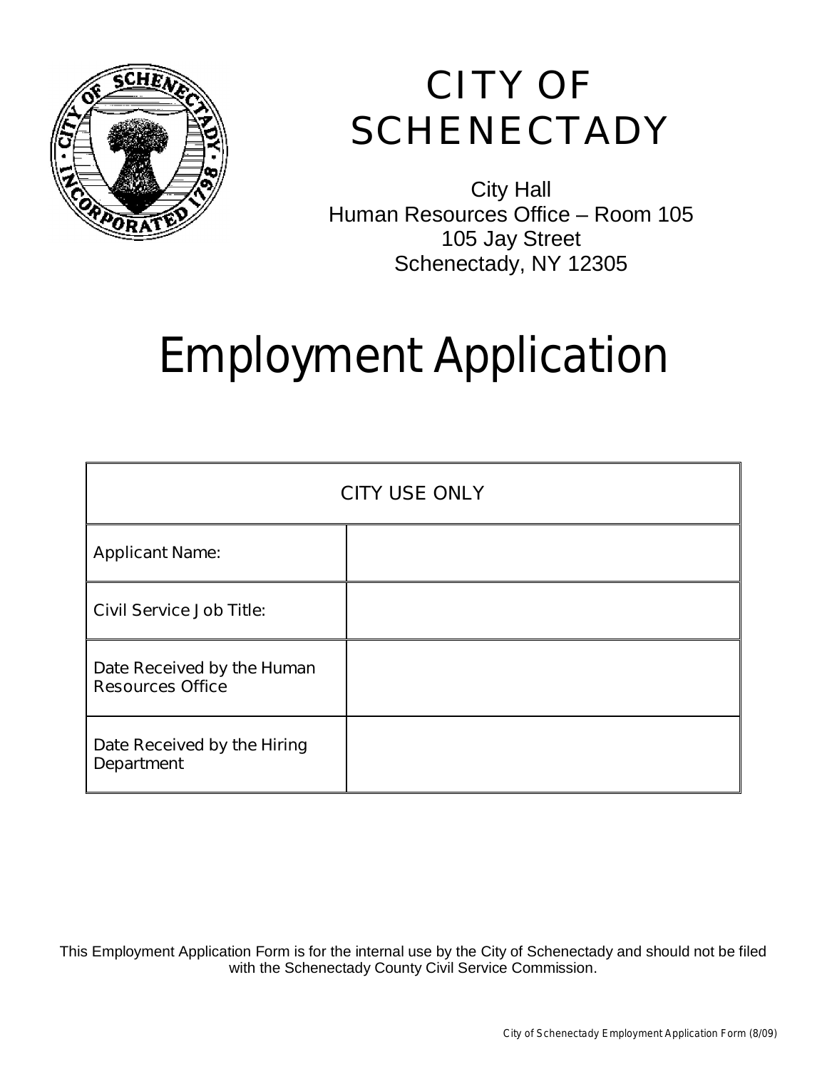# CITY OF SCHENECTADY

City Hall
Human Resources Office – Room 105
105 Jay Street
Schenectady, NY 12305

# Employment Application

| CITY USE ONLY | |
|---|---|
| Applicant Name: | |
| Civil Service Job Title: | |
| Date Received by the Human Resources Office | |
| Date Received by the Hiring Department | |

This Employment Application Form is for the internal use by the City of Schenectady and should not be filed with the Schenectady County Civil Service Commission.

City of Schenectady Employment Application Form (8/09)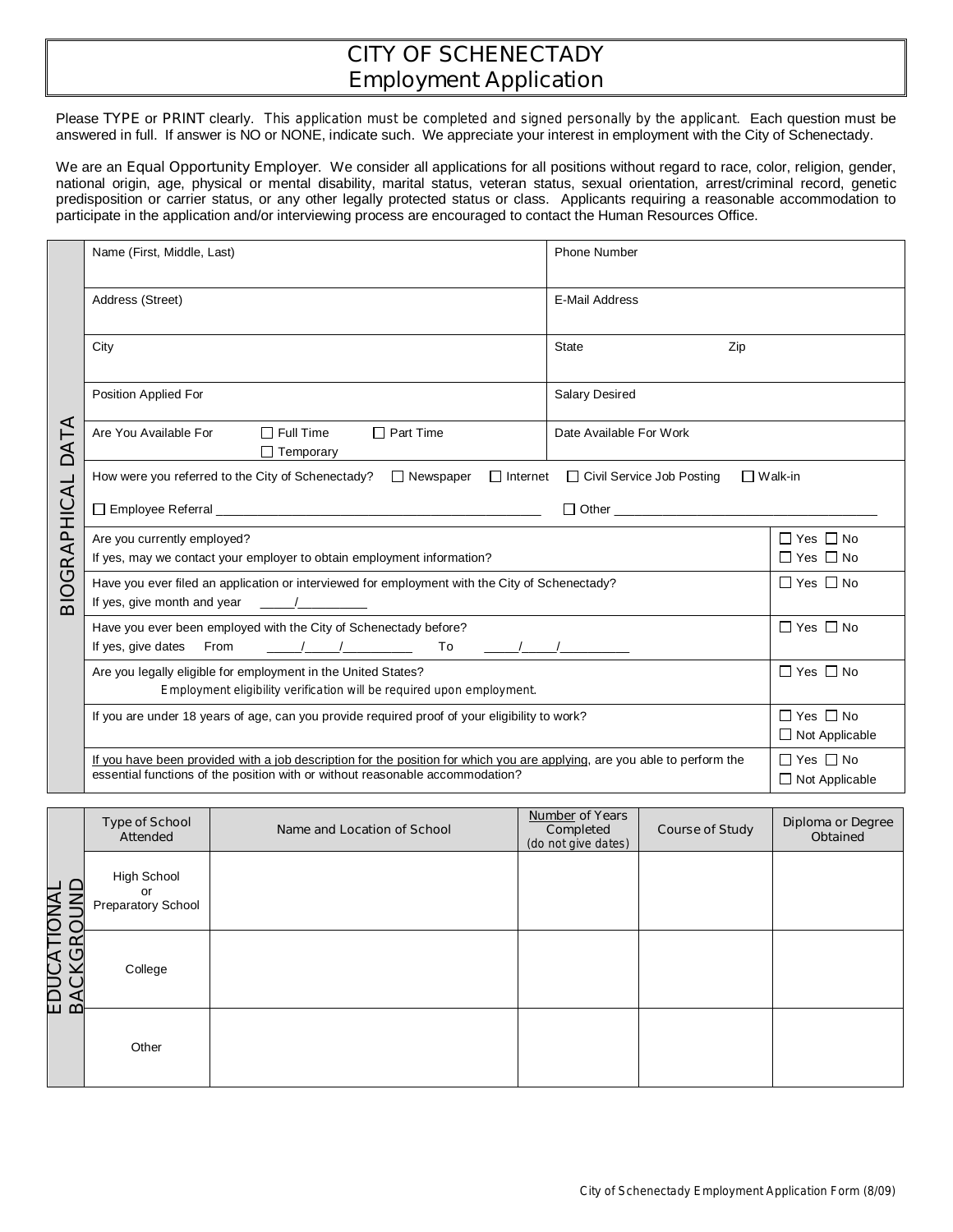# CITY OF SCHENECTADY
## Employment Application

Please TYPE or PRINT clearly. *This application must be completed and signed personally by the applicant.* Each question must be answered in full. If answer is NO or NONE, indicate such. We appreciate your interest in employment with the City of Schenectady.

We are an **Equal Opportunity Employer**. We consider all applications for all positions without regard to race, color, religion, gender, national origin, age, physical or mental disability, marital status, veteran status, sexual orientation, arrest/criminal record, genetic predisposition or carrier status, or any other legally protected status or class. Applicants requiring a reasonable accommodation to participate in the application and/or interviewing process are encouraged to contact the Human Resources Office.

### BIOGRAPHICAL DATA

| | |
|---|---|
| Name (First, Middle, Last) | Phone Number |
| Address (Street) | E-Mail Address |
| City | State Zip |
| Position Applied For | Salary Desired |
| Are You Available For ☐ Full Time ☐ Part Time ☐ Temporary | Date Available For Work |

How were you referred to the City of Schenectady? ☐ Newspaper ☐ Internet ☐ Civil Service Job Posting ☐ Walk-in

☐ Employee Referral ____________________ ☐ Other ____________________

| Question | Answer |
|---|---|
| Are you currently employed?<br>If yes, may we contact your employer to obtain employment information? | ☐ Yes ☐ No<br>☐ Yes ☐ No |
| Have you ever filed an application or interviewed for employment with the City of Schenectady?<br>If yes, give month and year \_\_\_\_\_/\_\_\_\_\_\_\_\_\_\_ | ☐ Yes ☐ No |
| Have you ever been employed with the City of Schenectady before?<br>If yes, give dates From \_\_\_\_\_/\_\_\_\_\_/\_\_\_\_\_\_\_\_\_\_ To \_\_\_\_\_/\_\_\_\_\_/\_\_\_\_\_\_\_\_\_\_ | ☐ Yes ☐ No |
| Are you legally eligible for employment in the United States?<br>*Employment eligibility verification will be required upon employment.* | ☐ Yes ☐ No |
| If you are under 18 years of age, can you provide required proof of your eligibility to work? | ☐ Yes ☐ No<br>☐ Not Applicable |
| <u>If you have been provided with a job description for the position for which you are applying</u>, are you able to perform the essential functions of the position with or without reasonable accommodation? | ☐ Yes ☐ No<br>☐ Not Applicable |

### EDUCATIONAL BACKGROUND

| Type of School Attended | Name and Location of School | <u>Number</u> of Years Completed (do not give dates) | Course of Study | Diploma or Degree Obtained |
|---|---|---|---|---|
| High School or Preparatory School | | | | |
| College | | | | |
| Other | | | | |

City of Schenectady Employment Application Form (8/09)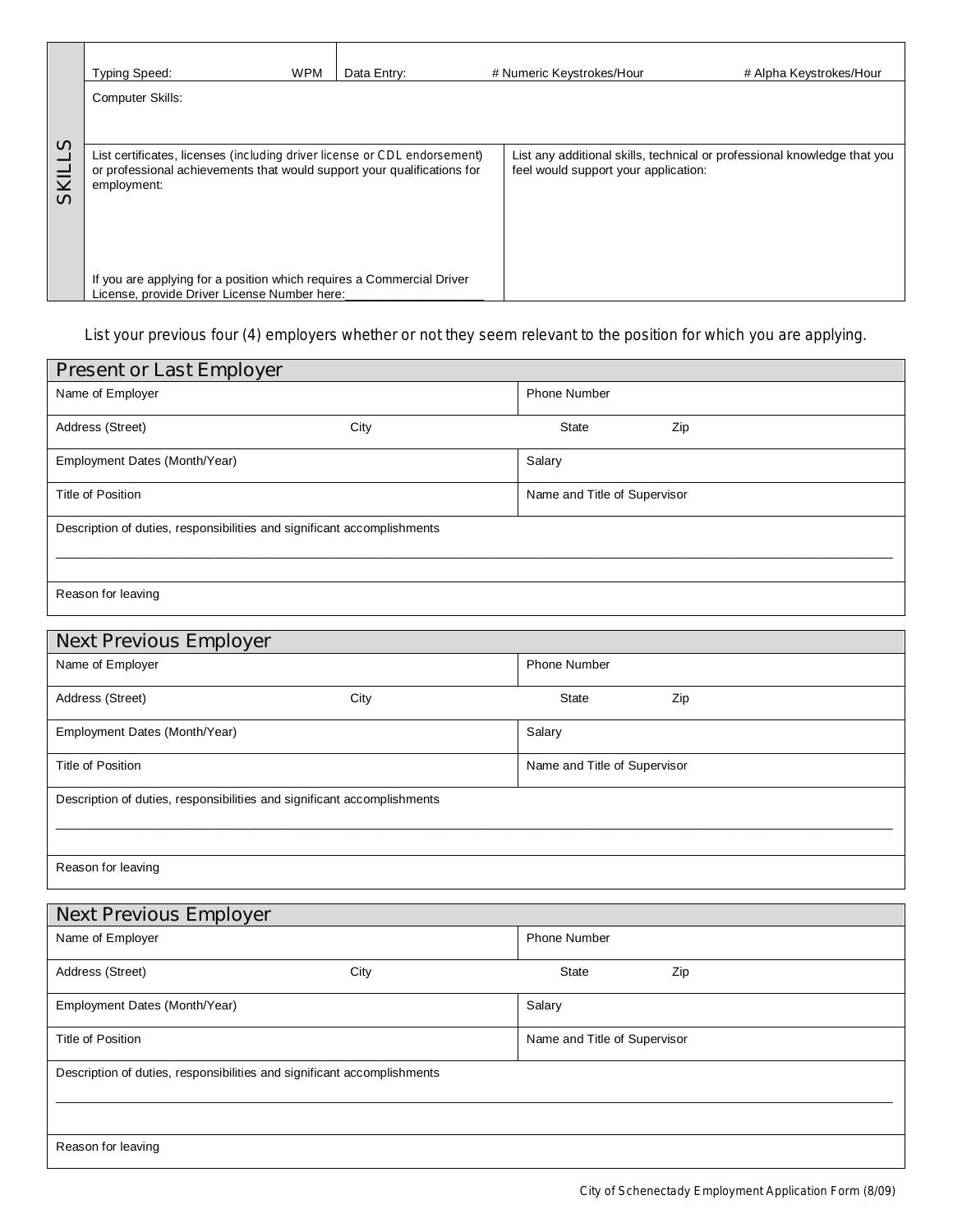## SKILLS

| Typing Speed: WPM | Data Entry: # Numeric Keystrokes/Hour # Alpha Keystrokes/Hour |
|---|---|
| Computer Skills: | |
| List certificates, licenses (including driver license or CDL endorsement) or professional achievements that would support your qualifications for employment:<br><br>If you are applying for a position which requires a Commercial Driver License, provide Driver License Number here:____________________ | List any additional skills, technical or professional knowledge that you feel would support your application: |

List your previous four (4) employers whether or not they seem relevant to the position for which you are applying.

### Present or Last Employer

| Name of Employer | | | Phone Number | |
|---|---|---|---|---|
| Address (Street) | City | | State | Zip |
| Employment Dates (Month/Year) | | | Salary | |
| Title of Position | | | Name and Title of Supervisor | |
| Description of duties, responsibilities and significant accomplishments<br>________________________________________________________________________ | | | | |
| Reason for leaving | | | | |

### Next Previous Employer

| Name of Employer | | | Phone Number | |
|---|---|---|---|---|
| Address (Street) | City | | State | Zip |
| Employment Dates (Month/Year) | | | Salary | |
| Title of Position | | | Name and Title of Supervisor | |
| Description of duties, responsibilities and significant accomplishments<br>________________________________________________________________________ | | | | |
| Reason for leaving | | | | |

### Next Previous Employer

| Name of Employer | | | Phone Number | |
|---|---|---|---|---|
| Address (Street) | City | | State | Zip |
| Employment Dates (Month/Year) | | | Salary | |
| Title of Position | | | Name and Title of Supervisor | |
| Description of duties, responsibilities and significant accomplishments<br>________________________________________________________________________ | | | | |
| Reason for leaving | | | | |

City of Schenectady Employment Application Form (8/09)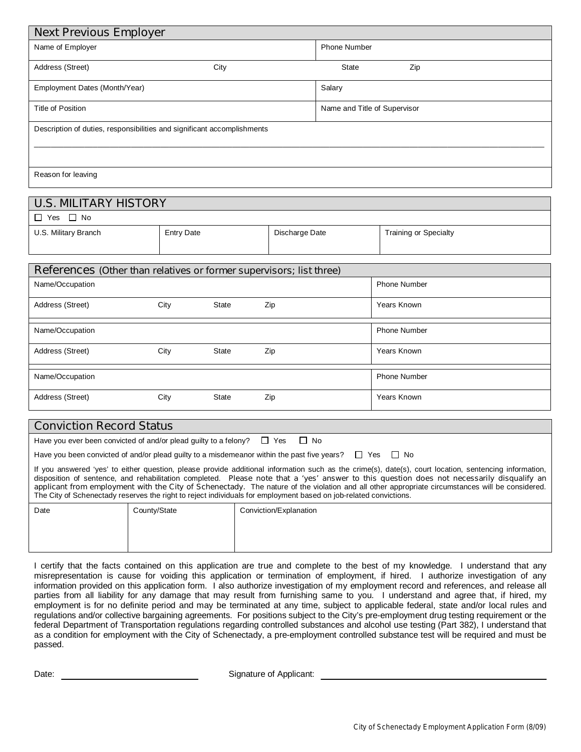## Next Previous Employer

| | |
|---|---|
| Name of Employer | Phone Number |
| Address (Street) City | State Zip |
| Employment Dates (Month/Year) | Salary |
| Title of Position | Name and Title of Supervisor |
| Description of duties, responsibilities and significant accomplishments | |
| Reason for leaving | |

## U.S. MILITARY HISTORY

☐ Yes ☐ No

| U.S. Military Branch | Entry Date | Discharge Date | Training or Specialty |
|---|---|---|---|
| | | | |

## References (Other than relatives or former supervisors; list three)

| | |
|---|---|
| Name/Occupation | Phone Number |
| Address (Street) City State Zip | Years Known |
| Name/Occupation | Phone Number |
| Address (Street) City State Zip | Years Known |
| Name/Occupation | Phone Number |
| Address (Street) City State Zip | Years Known |

## Conviction Record Status

Have you ever been convicted of and/or plead guilty to a felony? ☐ Yes ☐ No

Have you been convicted of and/or plead guilty to a misdemeanor within the past five years? ☐ Yes ☐ No

If you answered 'yes' to either question, please provide additional information such as the crime(s), date(s), court location, sentencing information, disposition of sentence, and rehabilitation completed. Please note that a 'yes' answer to this question does not necessarily disqualify an applicant from employment with the City of Schenectady. The nature of the violation and all other appropriate circumstances will be considered. The City of Schenectady reserves the right to reject individuals for employment based on job-related convictions.

| Date | County/State | Conviction/Explanation |
|---|---|---|
| | | |

I certify that the facts contained on this application are true and complete to the best of my knowledge. I understand that any misrepresentation is cause for voiding this application or termination of employment, if hired. I authorize investigation of any information provided on this application form. I also authorize investigation of my employment record and references, and release all parties from all liability for any damage that may result from furnishing same to you. I understand and agree that, if hired, my employment is for no definite period and may be terminated at any time, subject to applicable federal, state and/or local rules and regulations and/or collective bargaining agreements. For positions subject to the City's pre-employment drug testing requirement or the federal Department of Transportation regulations regarding controlled substances and alcohol use testing (Part 382), I understand that as a condition for employment with the City of Schenectady, a pre-employment controlled substance test will be required and must be passed.

Date: ______________________ Signature of Applicant: ______________________________

City of Schenectady Employment Application Form (8/09)